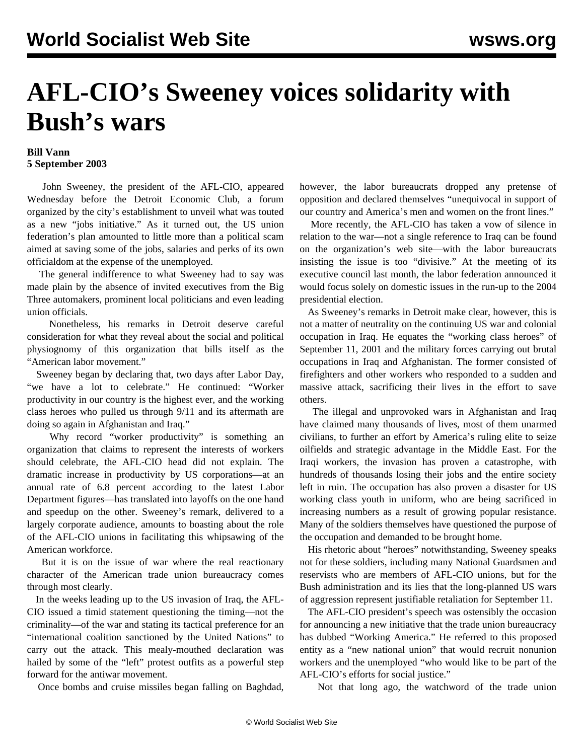# AFL-CIO's Sweeney voices solidarity with Bush's wars

**Bill Vann**
**5 September 2003**

John Sweeney, the president of the AFL-CIO, appeared Wednesday before the Detroit Economic Club, a forum organized by the city's establishment to unveil what was touted as a new "jobs initiative." As it turned out, the US union federation's plan amounted to little more than a political scam aimed at saving some of the jobs, salaries and perks of its own officialdom at the expense of the unemployed.

The general indifference to what Sweeney had to say was made plain by the absence of invited executives from the Big Three automakers, prominent local politicians and even leading union officials.

Nonetheless, his remarks in Detroit deserve careful consideration for what they reveal about the social and political physiognomy of this organization that bills itself as the "American labor movement."

Sweeney began by declaring that, two days after Labor Day, "we have a lot to celebrate." He continued: "Worker productivity in our country is the highest ever, and the working class heroes who pulled us through 9/11 and its aftermath are doing so again in Afghanistan and Iraq."

Why record "worker productivity" is something an organization that claims to represent the interests of workers should celebrate, the AFL-CIO head did not explain. The dramatic increase in productivity by US corporations—at an annual rate of 6.8 percent according to the latest Labor Department figures—has translated into layoffs on the one hand and speedup on the other. Sweeney's remark, delivered to a largely corporate audience, amounts to boasting about the role of the AFL-CIO unions in facilitating this whipsawing of the American workforce.

But it is on the issue of war where the real reactionary character of the American trade union bureaucracy comes through most clearly.

In the weeks leading up to the US invasion of Iraq, the AFL-CIO issued a timid statement questioning the timing—not the criminality—of the war and stating its tactical preference for an "international coalition sanctioned by the United Nations" to carry out the attack. This mealy-mouthed declaration was hailed by some of the "left" protest outfits as a powerful step forward for the antiwar movement.

Once bombs and cruise missiles began falling on Baghdad, however, the labor bureaucrats dropped any pretense of opposition and declared themselves "unequivocal in support of our country and America's men and women on the front lines."

More recently, the AFL-CIO has taken a vow of silence in relation to the war—not a single reference to Iraq can be found on the organization's web site—with the labor bureaucrats insisting the issue is too "divisive." At the meeting of its executive council last month, the labor federation announced it would focus solely on domestic issues in the run-up to the 2004 presidential election.

As Sweeney's remarks in Detroit make clear, however, this is not a matter of neutrality on the continuing US war and colonial occupation in Iraq. He equates the "working class heroes" of September 11, 2001 and the military forces carrying out brutal occupations in Iraq and Afghanistan. The former consisted of firefighters and other workers who responded to a sudden and massive attack, sacrificing their lives in the effort to save others.

The illegal and unprovoked wars in Afghanistan and Iraq have claimed many thousands of lives, most of them unarmed civilians, to further an effort by America's ruling elite to seize oilfields and strategic advantage in the Middle East. For the Iraqi workers, the invasion has proven a catastrophe, with hundreds of thousands losing their jobs and the entire society left in ruin. The occupation has also proven a disaster for US working class youth in uniform, who are being sacrificed in increasing numbers as a result of growing popular resistance. Many of the soldiers themselves have questioned the purpose of the occupation and demanded to be brought home.

His rhetoric about "heroes" notwithstanding, Sweeney speaks not for these soldiers, including many National Guardsmen and reservists who are members of AFL-CIO unions, but for the Bush administration and its lies that the long-planned US wars of aggression represent justifiable retaliation for September 11.

The AFL-CIO president's speech was ostensibly the occasion for announcing a new initiative that the trade union bureaucracy has dubbed "Working America." He referred to this proposed entity as a "new national union" that would recruit nonunion workers and the unemployed "who would like to be part of the AFL-CIO's efforts for social justice."

Not that long ago, the watchword of the trade union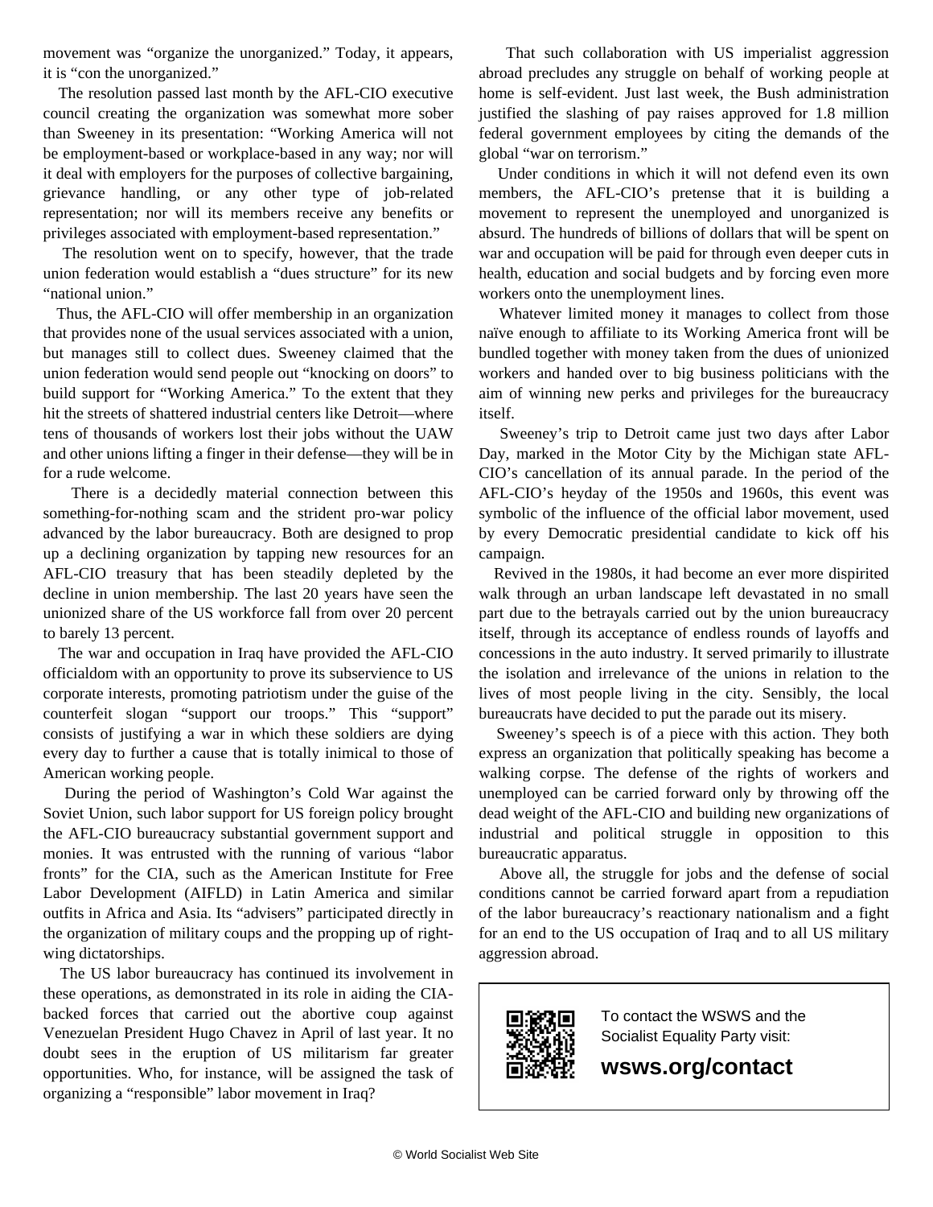movement was "organize the unorganized." Today, it appears, it is "con the unorganized."

The resolution passed last month by the AFL-CIO executive council creating the organization was somewhat more sober than Sweeney in its presentation: "Working America will not be employment-based or workplace-based in any way; nor will it deal with employers for the purposes of collective bargaining, grievance handling, or any other type of job-related representation; nor will its members receive any benefits or privileges associated with employment-based representation."

The resolution went on to specify, however, that the trade union federation would establish a "dues structure" for its new "national union."

Thus, the AFL-CIO will offer membership in an organization that provides none of the usual services associated with a union, but manages still to collect dues. Sweeney claimed that the union federation would send people out "knocking on doors" to build support for "Working America." To the extent that they hit the streets of shattered industrial centers like Detroit—where tens of thousands of workers lost their jobs without the UAW and other unions lifting a finger in their defense—they will be in for a rude welcome.

There is a decidedly material connection between this something-for-nothing scam and the strident pro-war policy advanced by the labor bureaucracy. Both are designed to prop up a declining organization by tapping new resources for an AFL-CIO treasury that has been steadily depleted by the decline in union membership. The last 20 years have seen the unionized share of the US workforce fall from over 20 percent to barely 13 percent.

The war and occupation in Iraq have provided the AFL-CIO officialdom with an opportunity to prove its subservience to US corporate interests, promoting patriotism under the guise of the counterfeit slogan "support our troops." This "support" consists of justifying a war in which these soldiers are dying every day to further a cause that is totally inimical to those of American working people.

During the period of Washington's Cold War against the Soviet Union, such labor support for US foreign policy brought the AFL-CIO bureaucracy substantial government support and monies. It was entrusted with the running of various "labor fronts" for the CIA, such as the American Institute for Free Labor Development (AIFLD) in Latin America and similar outfits in Africa and Asia. Its "advisers" participated directly in the organization of military coups and the propping up of right-wing dictatorships.

The US labor bureaucracy has continued its involvement in these operations, as demonstrated in its role in aiding the CIA-backed forces that carried out the abortive coup against Venezuelan President Hugo Chavez in April of last year. It no doubt sees in the eruption of US militarism far greater opportunities. Who, for instance, will be assigned the task of organizing a "responsible" labor movement in Iraq?

That such collaboration with US imperialist aggression abroad precludes any struggle on behalf of working people at home is self-evident. Just last week, the Bush administration justified the slashing of pay raises approved for 1.8 million federal government employees by citing the demands of the global "war on terrorism."

Under conditions in which it will not defend even its own members, the AFL-CIO's pretense that it is building a movement to represent the unemployed and unorganized is absurd. The hundreds of billions of dollars that will be spent on war and occupation will be paid for through even deeper cuts in health, education and social budgets and by forcing even more workers onto the unemployment lines.

Whatever limited money it manages to collect from those naïve enough to affiliate to its Working America front will be bundled together with money taken from the dues of unionized workers and handed over to big business politicians with the aim of winning new perks and privileges for the bureaucracy itself.

Sweeney's trip to Detroit came just two days after Labor Day, marked in the Motor City by the Michigan state AFL-CIO's cancellation of its annual parade. In the period of the AFL-CIO's heyday of the 1950s and 1960s, this event was symbolic of the influence of the official labor movement, used by every Democratic presidential candidate to kick off his campaign.

Revived in the 1980s, it had become an ever more dispirited walk through an urban landscape left devastated in no small part due to the betrayals carried out by the union bureaucracy itself, through its acceptance of endless rounds of layoffs and concessions in the auto industry. It served primarily to illustrate the isolation and irrelevance of the unions in relation to the lives of most people living in the city. Sensibly, the local bureaucrats have decided to put the parade out its misery.

Sweeney's speech is of a piece with this action. They both express an organization that politically speaking has become a walking corpse. The defense of the rights of workers and unemployed can be carried forward only by throwing off the dead weight of the AFL-CIO and building new organizations of industrial and political struggle in opposition to this bureaucratic apparatus.

Above all, the struggle for jobs and the defense of social conditions cannot be carried forward apart from a repudiation of the labor bureaucracy's reactionary nationalism and a fight for an end to the US occupation of Iraq and to all US military aggression abroad.

To contact the WSWS and the Socialist Equality Party visit:

**wsws.org/contact**